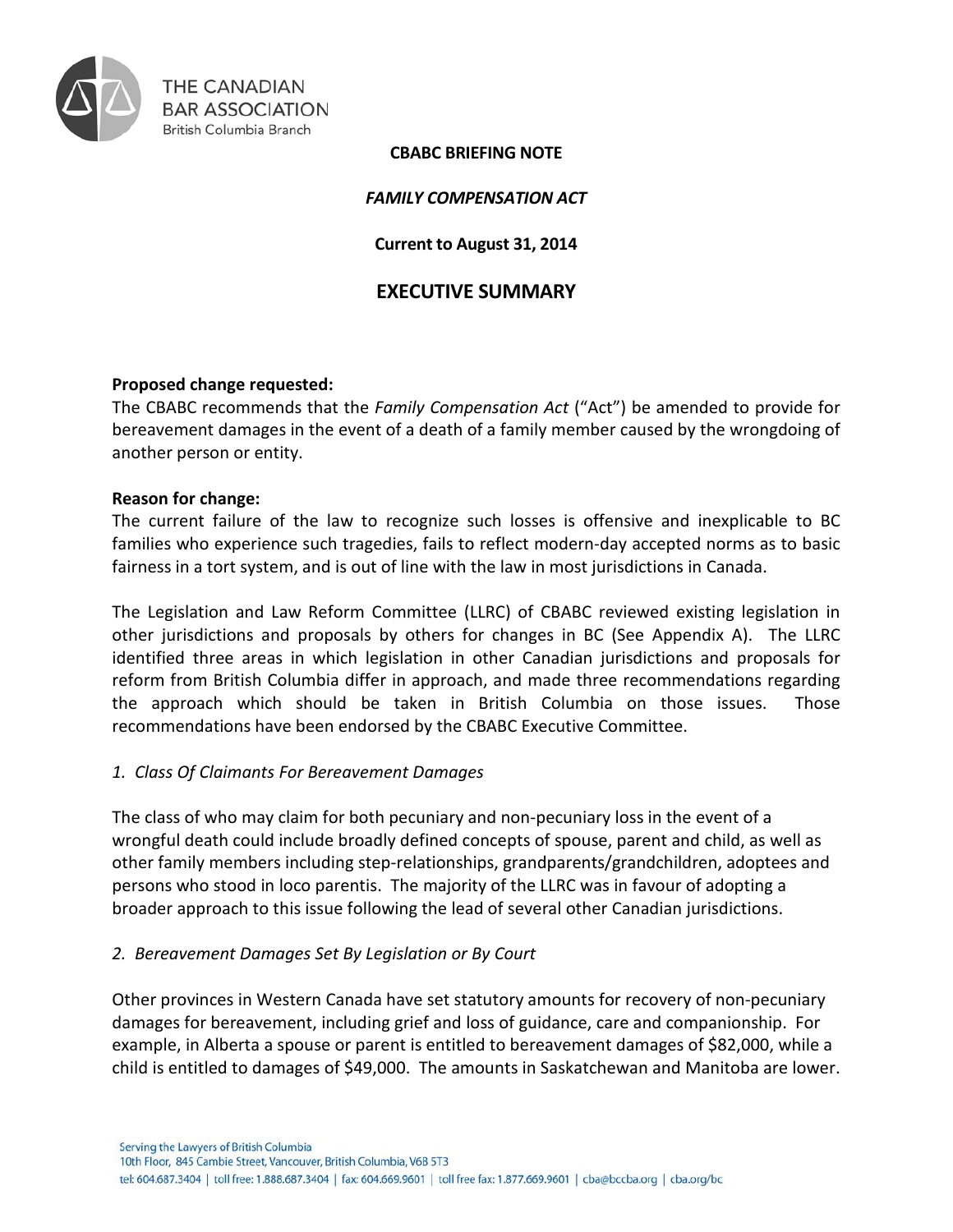THE CANADIAN BAR ASSOCIATION
British Columbia Branch

**CBABC BRIEFING NOTE**

***FAMILY COMPENSATION ACT***

**Current to August 31, 2014**

# EXECUTIVE SUMMARY

**Proposed change requested:**
The CBABC recommends that the *Family Compensation Act* ("Act") be amended to provide for bereavement damages in the event of a death of a family member caused by the wrongdoing of another person or entity.

**Reason for change:**
The current failure of the law to recognize such losses is offensive and inexplicable to BC families who experience such tragedies, fails to reflect modern-day accepted norms as to basic fairness in a tort system, and is out of line with the law in most jurisdictions in Canada.

The Legislation and Law Reform Committee (LLRC) of CBABC reviewed existing legislation in other jurisdictions and proposals by others for changes in BC (See Appendix A). The LLRC identified three areas in which legislation in other Canadian jurisdictions and proposals for reform from British Columbia differ in approach, and made three recommendations regarding the approach which should be taken in British Columbia on those issues. Those recommendations have been endorsed by the CBABC Executive Committee.

*1. Class Of Claimants For Bereavement Damages*

The class of who may claim for both pecuniary and non-pecuniary loss in the event of a wrongful death could include broadly defined concepts of spouse, parent and child, as well as other family members including step-relationships, grandparents/grandchildren, adoptees and persons who stood in loco parentis. The majority of the LLRC was in favour of adopting a broader approach to this issue following the lead of several other Canadian jurisdictions.

*2. Bereavement Damages Set By Legislation or By Court*

Other provinces in Western Canada have set statutory amounts for recovery of non-pecuniary damages for bereavement, including grief and loss of guidance, care and companionship. For example, in Alberta a spouse or parent is entitled to bereavement damages of $82,000, while a child is entitled to damages of $49,000. The amounts in Saskatchewan and Manitoba are lower.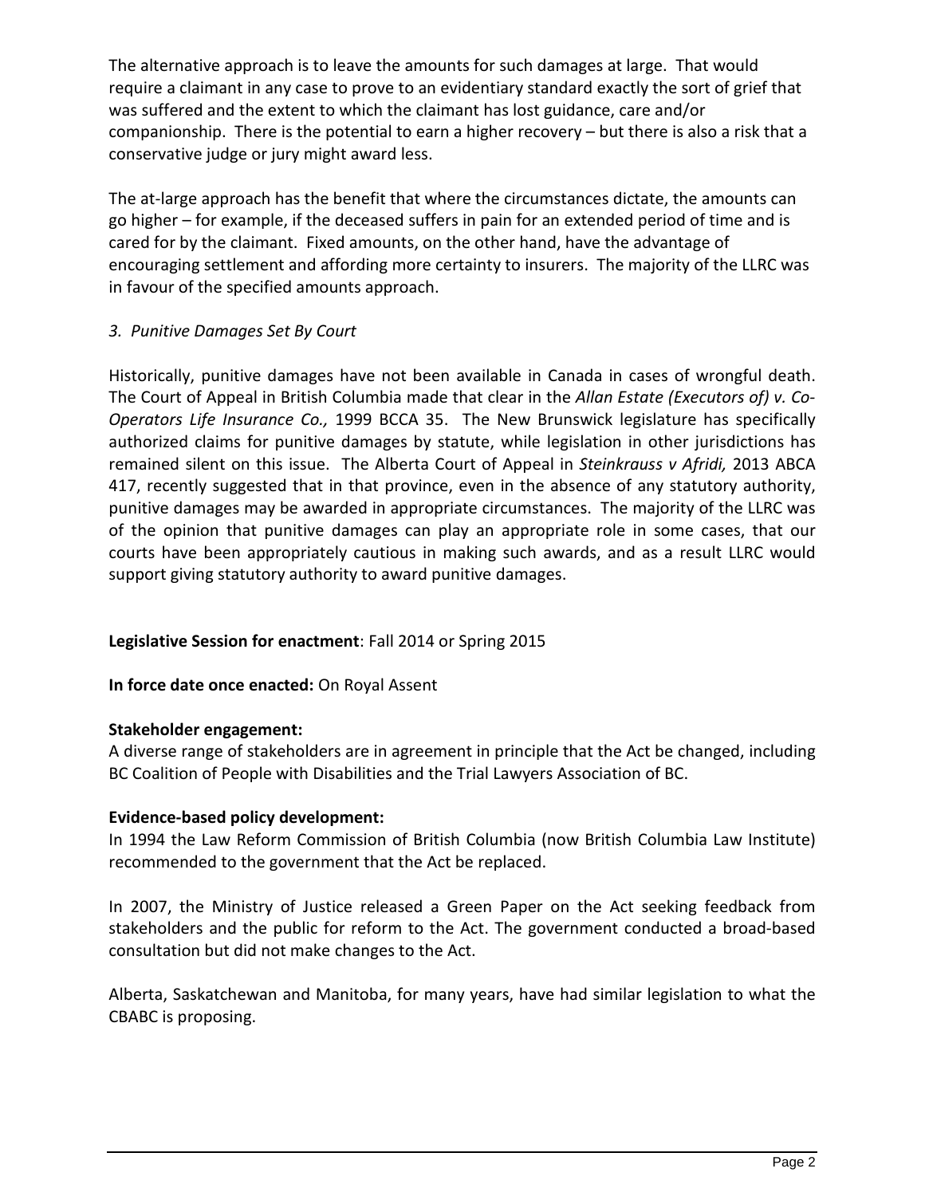The alternative approach is to leave the amounts for such damages at large. That would require a claimant in any case to prove to an evidentiary standard exactly the sort of grief that was suffered and the extent to which the claimant has lost guidance, care and/or companionship. There is the potential to earn a higher recovery – but there is also a risk that a conservative judge or jury might award less.

The at-large approach has the benefit that where the circumstances dictate, the amounts can go higher – for example, if the deceased suffers in pain for an extended period of time and is cared for by the claimant. Fixed amounts, on the other hand, have the advantage of encouraging settlement and affording more certainty to insurers. The majority of the LLRC was in favour of the specified amounts approach.

*3. Punitive Damages Set By Court*

Historically, punitive damages have not been available in Canada in cases of wrongful death. The Court of Appeal in British Columbia made that clear in the *Allan Estate (Executors of) v. Co-Operators Life Insurance Co.,* 1999 BCCA 35. The New Brunswick legislature has specifically authorized claims for punitive damages by statute, while legislation in other jurisdictions has remained silent on this issue. The Alberta Court of Appeal in *Steinkrauss v Afridi,* 2013 ABCA 417, recently suggested that in that province, even in the absence of any statutory authority, punitive damages may be awarded in appropriate circumstances. The majority of the LLRC was of the opinion that punitive damages can play an appropriate role in some cases, that our courts have been appropriately cautious in making such awards, and as a result LLRC would support giving statutory authority to award punitive damages.

**Legislative Session for enactment**: Fall 2014 or Spring 2015

**In force date once enacted:** On Royal Assent

**Stakeholder engagement:**
A diverse range of stakeholders are in agreement in principle that the Act be changed, including BC Coalition of People with Disabilities and the Trial Lawyers Association of BC.

**Evidence-based policy development:**
In 1994 the Law Reform Commission of British Columbia (now British Columbia Law Institute) recommended to the government that the Act be replaced.

In 2007, the Ministry of Justice released a Green Paper on the Act seeking feedback from stakeholders and the public for reform to the Act. The government conducted a broad-based consultation but did not make changes to the Act.

Alberta, Saskatchewan and Manitoba, for many years, have had similar legislation to what the CBABC is proposing.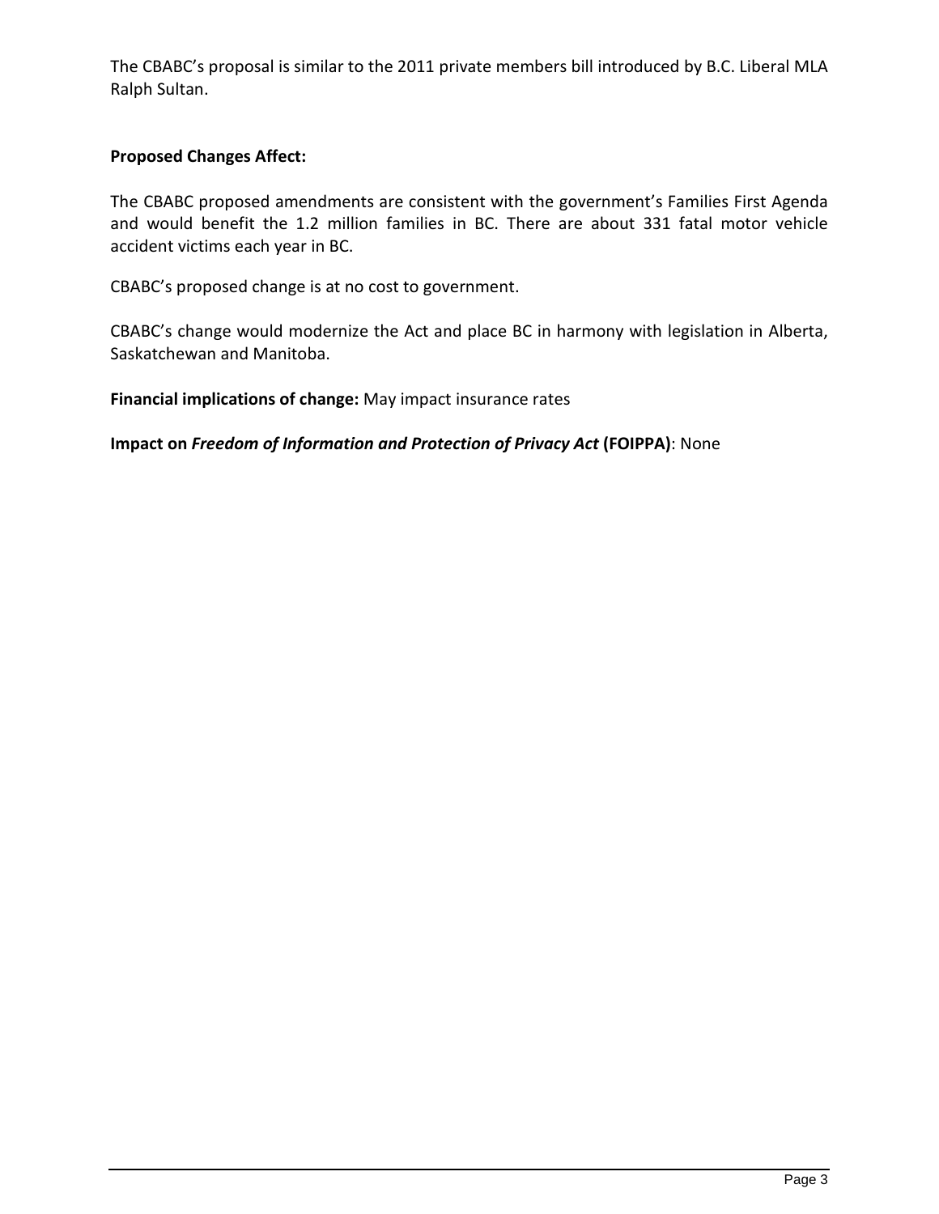The CBABC's proposal is similar to the 2011 private members bill introduced by B.C. Liberal MLA Ralph Sultan.

**Proposed Changes Affect:**

The CBABC proposed amendments are consistent with the government's Families First Agenda and would benefit the 1.2 million families in BC. There are about 331 fatal motor vehicle accident victims each year in BC.

CBABC's proposed change is at no cost to government.

CBABC's change would modernize the Act and place BC in harmony with legislation in Alberta, Saskatchewan and Manitoba.

**Financial implications of change:** May impact insurance rates

**Impact on *Freedom of Information and Protection of Privacy Act* (FOIPPA)**: None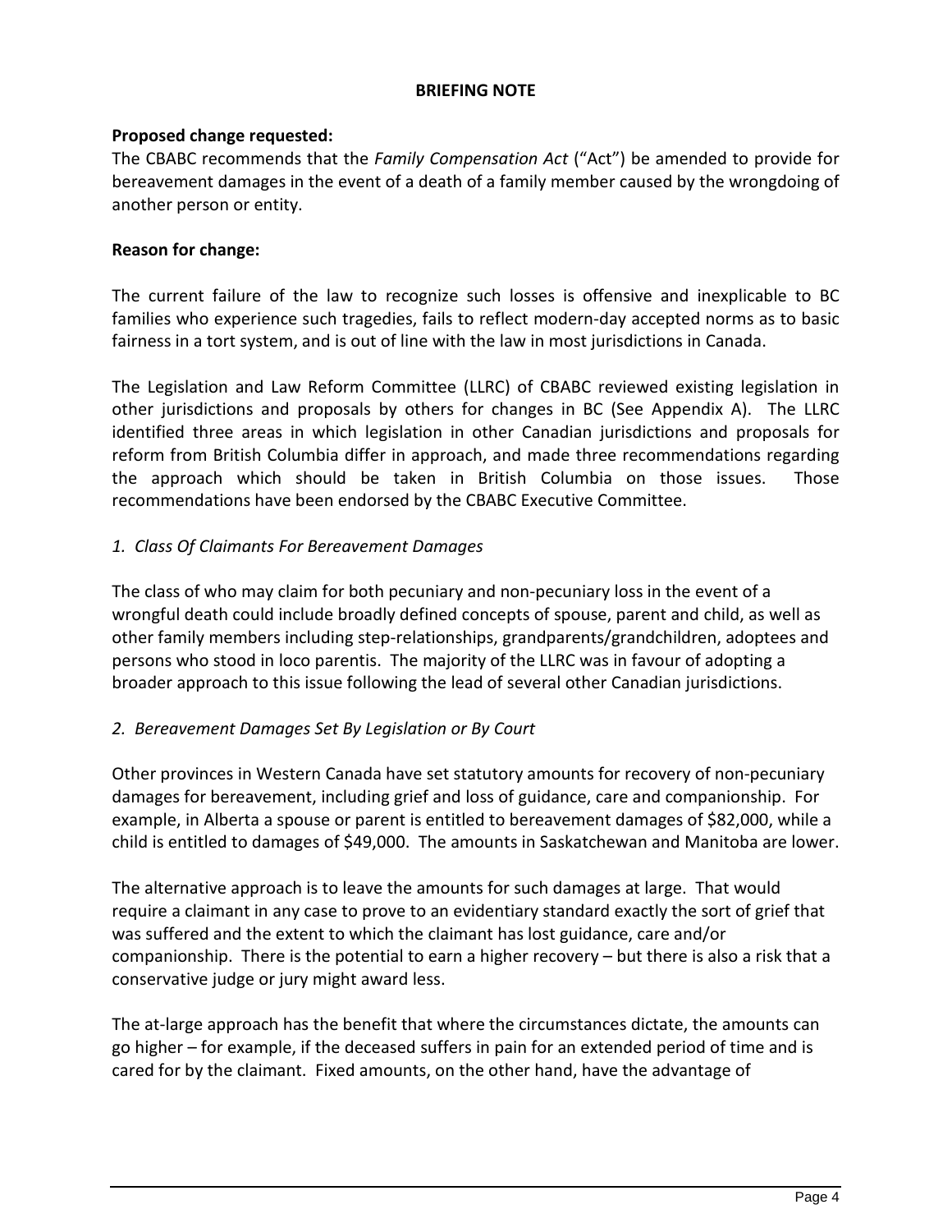**BRIEFING NOTE**

**Proposed change requested:**
The CBABC recommends that the *Family Compensation Act* ("Act") be amended to provide for bereavement damages in the event of a death of a family member caused by the wrongdoing of another person or entity.

**Reason for change:**

The current failure of the law to recognize such losses is offensive and inexplicable to BC families who experience such tragedies, fails to reflect modern-day accepted norms as to basic fairness in a tort system, and is out of line with the law in most jurisdictions in Canada.

The Legislation and Law Reform Committee (LLRC) of CBABC reviewed existing legislation in other jurisdictions and proposals by others for changes in BC (See Appendix A). The LLRC identified three areas in which legislation in other Canadian jurisdictions and proposals for reform from British Columbia differ in approach, and made three recommendations regarding the approach which should be taken in British Columbia on those issues. Those recommendations have been endorsed by the CBABC Executive Committee.

*1. Class Of Claimants For Bereavement Damages*

The class of who may claim for both pecuniary and non-pecuniary loss in the event of a wrongful death could include broadly defined concepts of spouse, parent and child, as well as other family members including step-relationships, grandparents/grandchildren, adoptees and persons who stood in loco parentis. The majority of the LLRC was in favour of adopting a broader approach to this issue following the lead of several other Canadian jurisdictions.

*2. Bereavement Damages Set By Legislation or By Court*

Other provinces in Western Canada have set statutory amounts for recovery of non-pecuniary damages for bereavement, including grief and loss of guidance, care and companionship. For example, in Alberta a spouse or parent is entitled to bereavement damages of $82,000, while a child is entitled to damages of $49,000. The amounts in Saskatchewan and Manitoba are lower.

The alternative approach is to leave the amounts for such damages at large. That would require a claimant in any case to prove to an evidentiary standard exactly the sort of grief that was suffered and the extent to which the claimant has lost guidance, care and/or companionship. There is the potential to earn a higher recovery – but there is also a risk that a conservative judge or jury might award less.

The at-large approach has the benefit that where the circumstances dictate, the amounts can go higher – for example, if the deceased suffers in pain for an extended period of time and is cared for by the claimant. Fixed amounts, on the other hand, have the advantage of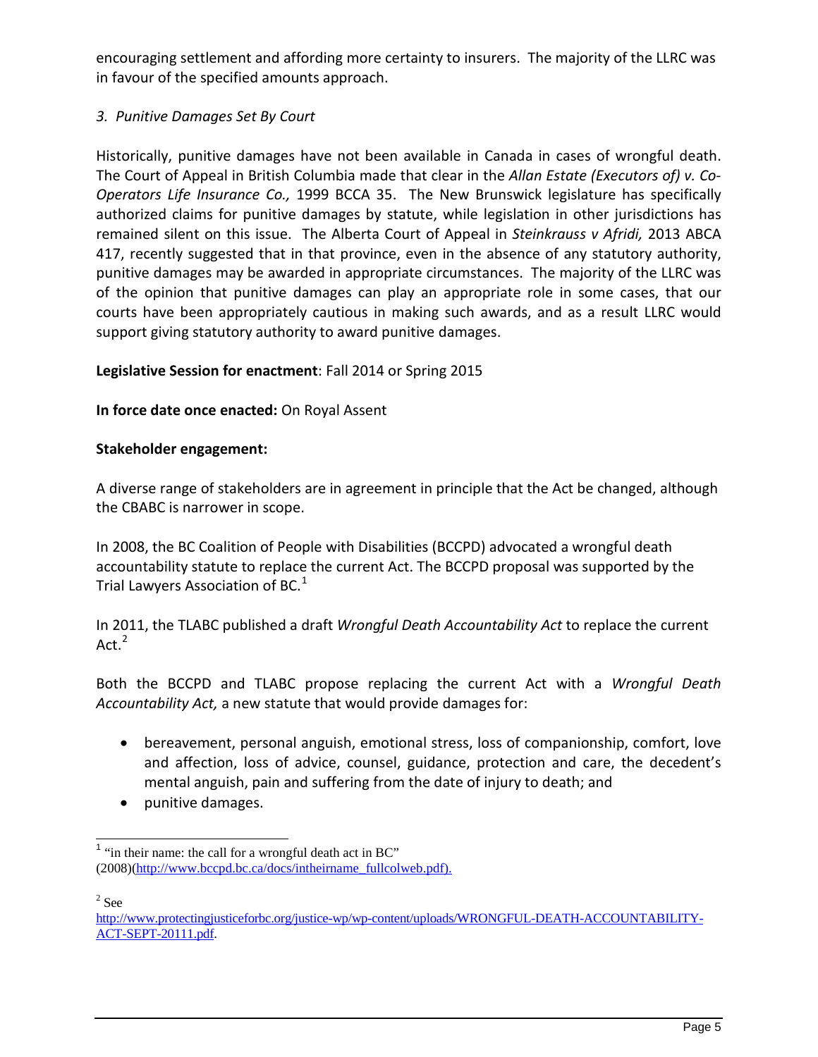encouraging settlement and affording more certainty to insurers. The majority of the LLRC was in favour of the specified amounts approach.

*3. Punitive Damages Set By Court*

Historically, punitive damages have not been available in Canada in cases of wrongful death. The Court of Appeal in British Columbia made that clear in the *Allan Estate (Executors of) v. Co-Operators Life Insurance Co.,* 1999 BCCA 35. The New Brunswick legislature has specifically authorized claims for punitive damages by statute, while legislation in other jurisdictions has remained silent on this issue. The Alberta Court of Appeal in *Steinkrauss v Afridi,* 2013 ABCA 417, recently suggested that in that province, even in the absence of any statutory authority, punitive damages may be awarded in appropriate circumstances. The majority of the LLRC was of the opinion that punitive damages can play an appropriate role in some cases, that our courts have been appropriately cautious in making such awards, and as a result LLRC would support giving statutory authority to award punitive damages.

**Legislative Session for enactment**: Fall 2014 or Spring 2015

**In force date once enacted:** On Royal Assent

**Stakeholder engagement:**

A diverse range of stakeholders are in agreement in principle that the Act be changed, although the CBABC is narrower in scope.

In 2008, the BC Coalition of People with Disabilities (BCCPD) advocated a wrongful death accountability statute to replace the current Act. The BCCPD proposal was supported by the Trial Lawyers Association of BC.[1]

In 2011, the TLABC published a draft *Wrongful Death Accountability Act* to replace the current Act.[2]

Both the BCCPD and TLABC propose replacing the current Act with a *Wrongful Death Accountability Act,* a new statute that would provide damages for:

- bereavement, personal anguish, emotional stress, loss of companionship, comfort, love and affection, loss of advice, counsel, guidance, protection and care, the decedent's mental anguish, pain and suffering from the date of injury to death; and
- punitive damages.

---

[1] "in their name: the call for a wrongful death act in BC" (2008)(http://www.bccpd.bc.ca/docs/intheirname_fullcolweb.pdf).

[2] See http://www.protectingjusticeforbc.org/justice-wp/wp-content/uploads/WRONGFUL-DEATH-ACCOUNTABILITY-ACT-SEPT-20111.pdf.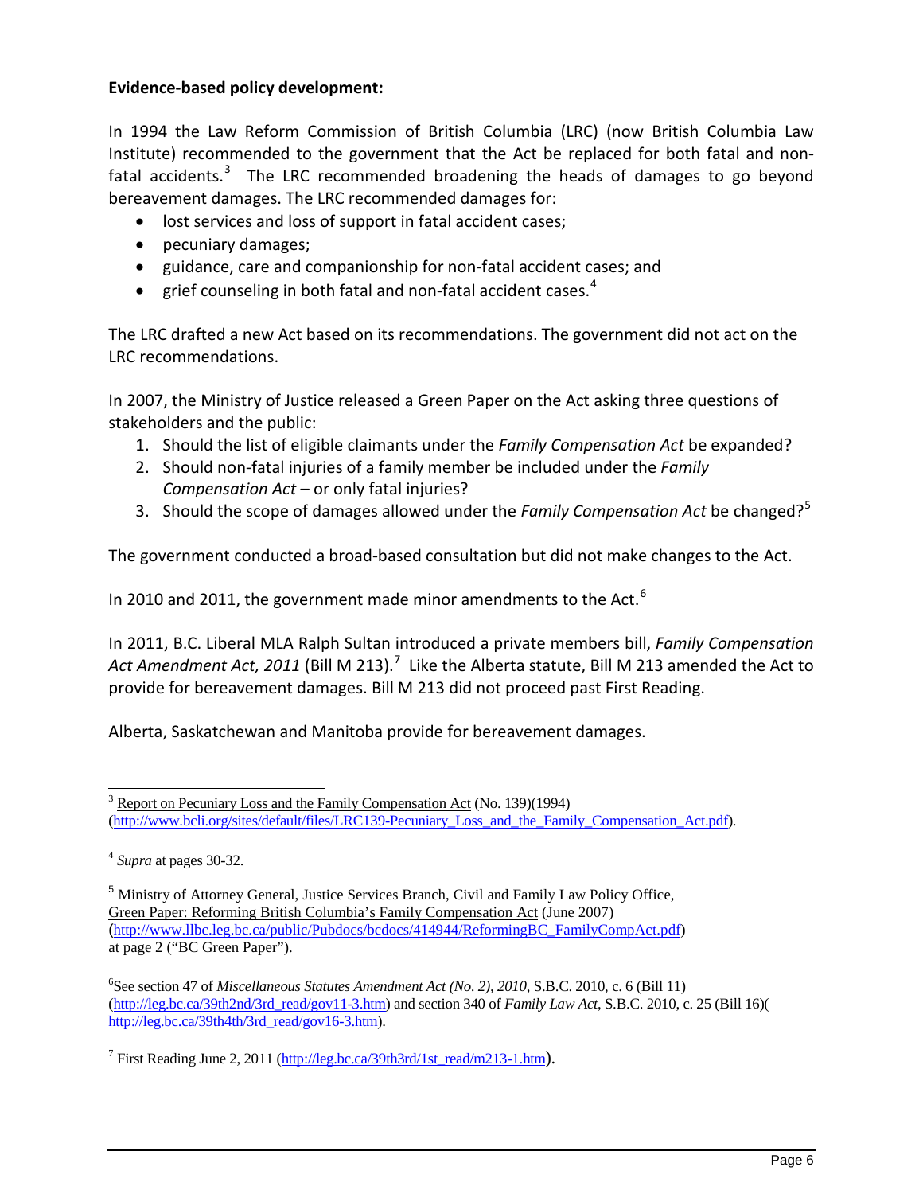**Evidence-based policy development:**

In 1994 the Law Reform Commission of British Columbia (LRC) (now British Columbia Law Institute) recommended to the government that the Act be replaced for both fatal and non-fatal accidents.[3] The LRC recommended broadening the heads of damages to go beyond bereavement damages. The LRC recommended damages for:

- lost services and loss of support in fatal accident cases;
- pecuniary damages;
- guidance, care and companionship for non-fatal accident cases; and
- grief counseling in both fatal and non-fatal accident cases.[4]

The LRC drafted a new Act based on its recommendations. The government did not act on the LRC recommendations.

In 2007, the Ministry of Justice released a Green Paper on the Act asking three questions of stakeholders and the public:

1. Should the list of eligible claimants under the *Family Compensation Act* be expanded?
2. Should non-fatal injuries of a family member be included under the *Family Compensation Act* – or only fatal injuries?
3. Should the scope of damages allowed under the *Family Compensation Act* be changed?[5]

The government conducted a broad-based consultation but did not make changes to the Act.

In 2010 and 2011, the government made minor amendments to the Act.[6]

In 2011, B.C. Liberal MLA Ralph Sultan introduced a private members bill, *Family Compensation Act Amendment Act, 2011* (Bill M 213).[7] Like the Alberta statute, Bill M 213 amended the Act to provide for bereavement damages. Bill M 213 did not proceed past First Reading.

Alberta, Saskatchewan and Manitoba provide for bereavement damages.

---

[3] Report on Pecuniary Loss and the Family Compensation Act (No. 139)(1994) (http://www.bcli.org/sites/default/files/LRC139-Pecuniary_Loss_and_the_Family_Compensation_Act.pdf).

[4] *Supra* at pages 30-32.

[5] Ministry of Attorney General, Justice Services Branch, Civil and Family Law Policy Office, Green Paper: Reforming British Columbia's Family Compensation Act (June 2007) (http://www.llbc.leg.bc.ca/public/Pubdocs/bcdocs/414944/ReformingBC_FamilyCompAct.pdf) at page 2 ("BC Green Paper").

[6] See section 47 of *Miscellaneous Statutes Amendment Act (No. 2), 2010*, S.B.C. 2010, c. 6 (Bill 11) (http://leg.bc.ca/39th2nd/3rd_read/gov11-3.htm) and section 340 of *Family Law Act*, S.B.C. 2010, c. 25 (Bill 16)( http://leg.bc.ca/39th4th/3rd_read/gov16-3.htm).

[7] First Reading June 2, 2011 (http://leg.bc.ca/39th3rd/1st_read/m213-1.htm).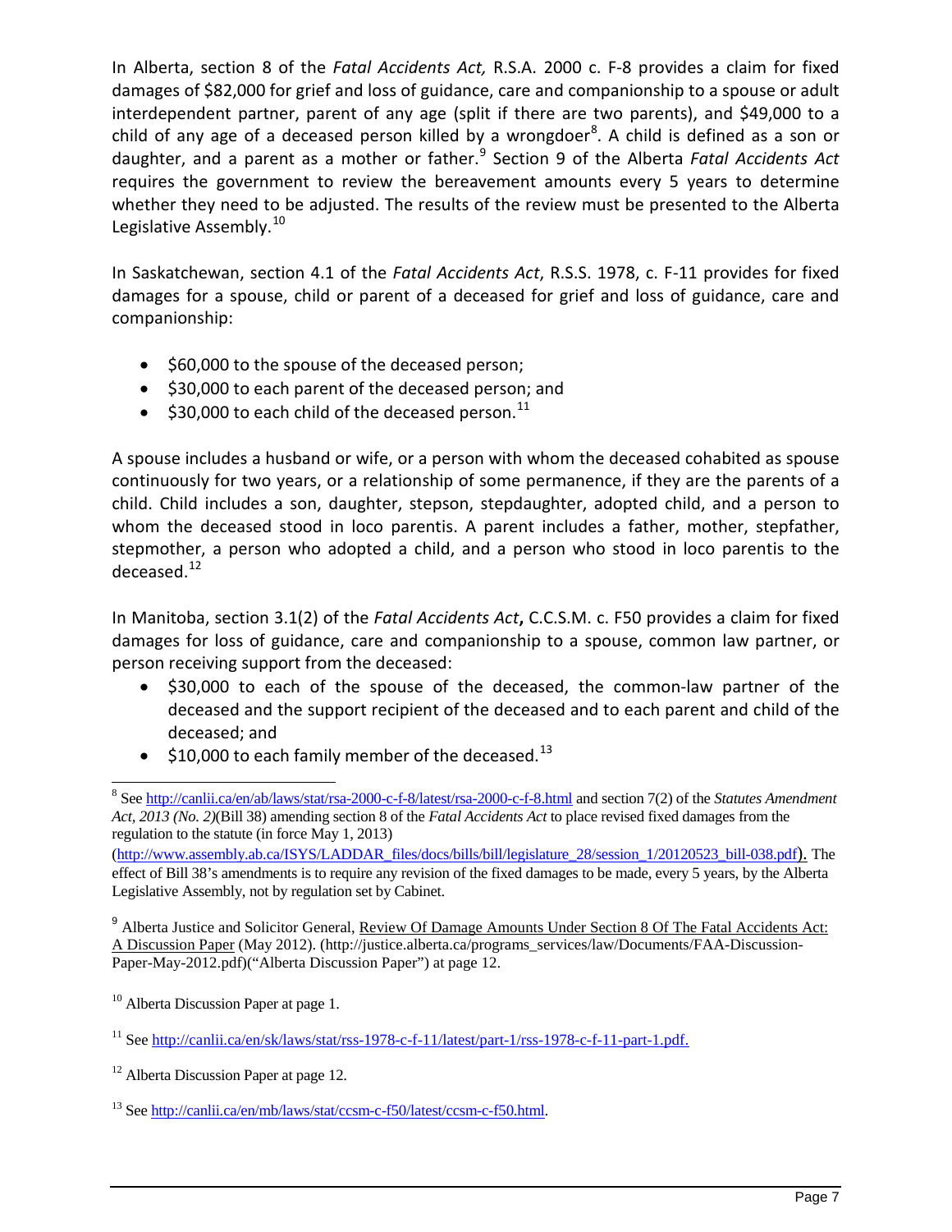In Alberta, section 8 of the *Fatal Accidents Act,* R.S.A. 2000 c. F-8 provides a claim for fixed damages of $82,000 for grief and loss of guidance, care and companionship to a spouse or adult interdependent partner, parent of any age (split if there are two parents), and $49,000 to a child of any age of a deceased person killed by a wrongdoer[8]. A child is defined as a son or daughter, and a parent as a mother or father.[9] Section 9 of the Alberta *Fatal Accidents Act* requires the government to review the bereavement amounts every 5 years to determine whether they need to be adjusted. The results of the review must be presented to the Alberta Legislative Assembly.[10]

In Saskatchewan, section 4.1 of the *Fatal Accidents Act*, R.S.S. 1978, c. F-11 provides for fixed damages for a spouse, child or parent of a deceased for grief and loss of guidance, care and companionship:

- $60,000 to the spouse of the deceased person;
- $30,000 to each parent of the deceased person; and
- $30,000 to each child of the deceased person.[11]

A spouse includes a husband or wife, or a person with whom the deceased cohabited as spouse continuously for two years, or a relationship of some permanence, if they are the parents of a child. Child includes a son, daughter, stepson, stepdaughter, adopted child, and a person to whom the deceased stood in loco parentis. A parent includes a father, mother, stepfather, stepmother, a person who adopted a child, and a person who stood in loco parentis to the deceased.[12]

In Manitoba, section 3.1(2) of the *Fatal Accidents Act***,** C.C.S.M. c. F50 provides a claim for fixed damages for loss of guidance, care and companionship to a spouse, common law partner, or person receiving support from the deceased:

- $30,000 to each of the spouse of the deceased, the common-law partner of the deceased and the support recipient of the deceased and to each parent and child of the deceased; and
- $10,000 to each family member of the deceased.[13]

---

[8] See http://canlii.ca/en/ab/laws/stat/rsa-2000-c-f-8/latest/rsa-2000-c-f-8.html and section 7(2) of the *Statutes Amendment Act, 2013 (No. 2)*(Bill 38) amending section 8 of the *Fatal Accidents Act* to place revised fixed damages from the regulation to the statute (in force May 1, 2013) (http://www.assembly.ab.ca/ISYS/LADDAR_files/docs/bills/bill/legislature_28/session_1/20120523_bill-038.pdf). The effect of Bill 38's amendments is to require any revision of the fixed damages to be made, every 5 years, by the Alberta Legislative Assembly, not by regulation set by Cabinet.

[9] Alberta Justice and Solicitor General, Review Of Damage Amounts Under Section 8 Of The Fatal Accidents Act: A Discussion Paper (May 2012). (http://justice.alberta.ca/programs_services/law/Documents/FAA-Discussion-Paper-May-2012.pdf)("Alberta Discussion Paper") at page 12.

[10] Alberta Discussion Paper at page 1.

[11] See http://canlii.ca/en/sk/laws/stat/rss-1978-c-f-11/latest/part-1/rss-1978-c-f-11-part-1.pdf.

[12] Alberta Discussion Paper at page 12.

[13] See http://canlii.ca/en/mb/laws/stat/ccsm-c-f50/latest/ccsm-c-f50.html.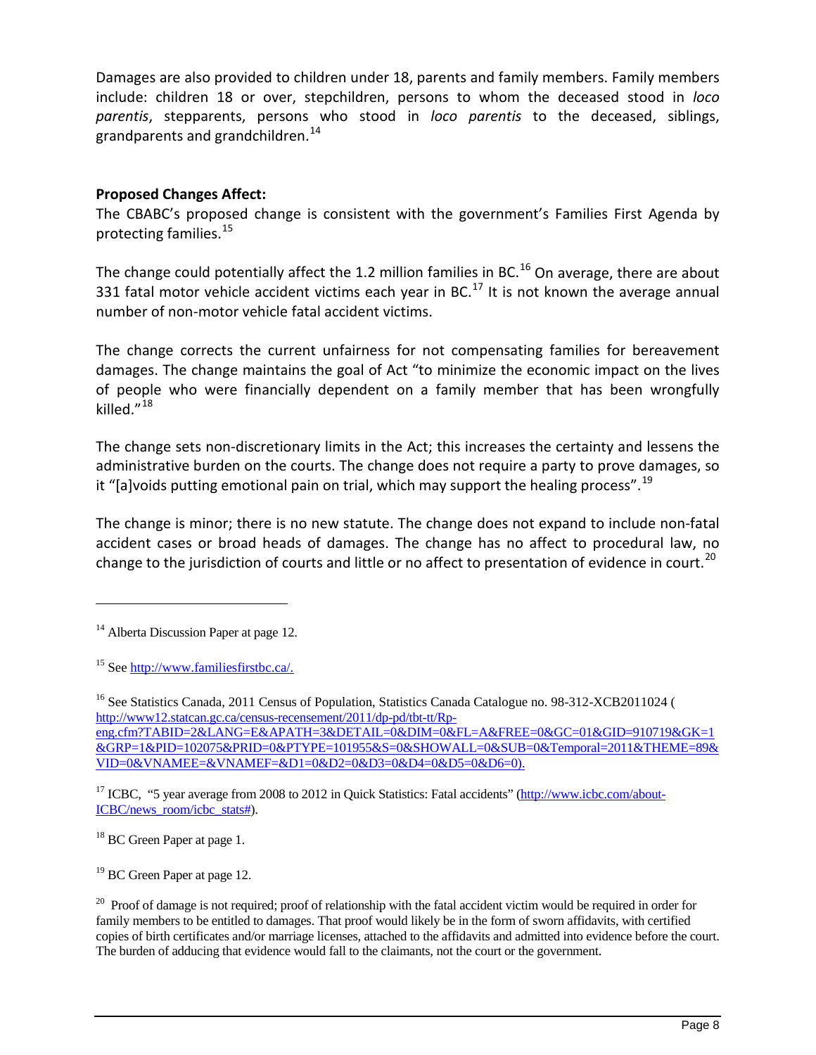Damages are also provided to children under 18, parents and family members. Family members include: children 18 or over, stepchildren, persons to whom the deceased stood in *loco parentis*, stepparents, persons who stood in *loco parentis* to the deceased, siblings, grandparents and grandchildren.[14]

**Proposed Changes Affect:**

The CBABC's proposed change is consistent with the government's Families First Agenda by protecting families.[15]

The change could potentially affect the 1.2 million families in BC.[16] On average, there are about 331 fatal motor vehicle accident victims each year in BC.[17] It is not known the average annual number of non-motor vehicle fatal accident victims.

The change corrects the current unfairness for not compensating families for bereavement damages. The change maintains the goal of Act "to minimize the economic impact on the lives of people who were financially dependent on a family member that has been wrongfully killed."[18]

The change sets non-discretionary limits in the Act; this increases the certainty and lessens the administrative burden on the courts. The change does not require a party to prove damages, so it "[a]voids putting emotional pain on trial, which may support the healing process".[19]

The change is minor; there is no new statute. The change does not expand to include non-fatal accident cases or broad heads of damages. The change has no affect to procedural law, no change to the jurisdiction of courts and little or no affect to presentation of evidence in court.[20]

---

[14] Alberta Discussion Paper at page 12.

[15] See http://www.familiesfirstbc.ca/.

[16] See Statistics Canada, 2011 Census of Population, Statistics Canada Catalogue no. 98-312-XCB2011024 ( http://www12.statcan.gc.ca/census-recensement/2011/dp-pd/tbt-tt/Rp-eng.cfm?TABID=2&LANG=E&APATH=3&DETAIL=0&DIM=0&FL=A&FREE=0&GC=01&GID=910719&GK=1&GRP=1&PID=102075&PRID=0&PTYPE=101955&S=0&SHOWALL=0&SUB=0&Temporal=2011&THEME=89&VID=0&VNAMEE=&VNAMEF=&D1=0&D2=0&D3=0&D4=0&D5=0&D6=0).

[17] ICBC, "5 year average from 2008 to 2012 in Quick Statistics: Fatal accidents" (http://www.icbc.com/about-ICBC/news_room/icbc_stats#).

[18] BC Green Paper at page 1.

[19] BC Green Paper at page 12.

[20] Proof of damage is not required; proof of relationship with the fatal accident victim would be required in order for family members to be entitled to damages. That proof would likely be in the form of sworn affidavits, with certified copies of birth certificates and/or marriage licenses, attached to the affidavits and admitted into evidence before the court. The burden of adducing that evidence would fall to the claimants, not the court or the government.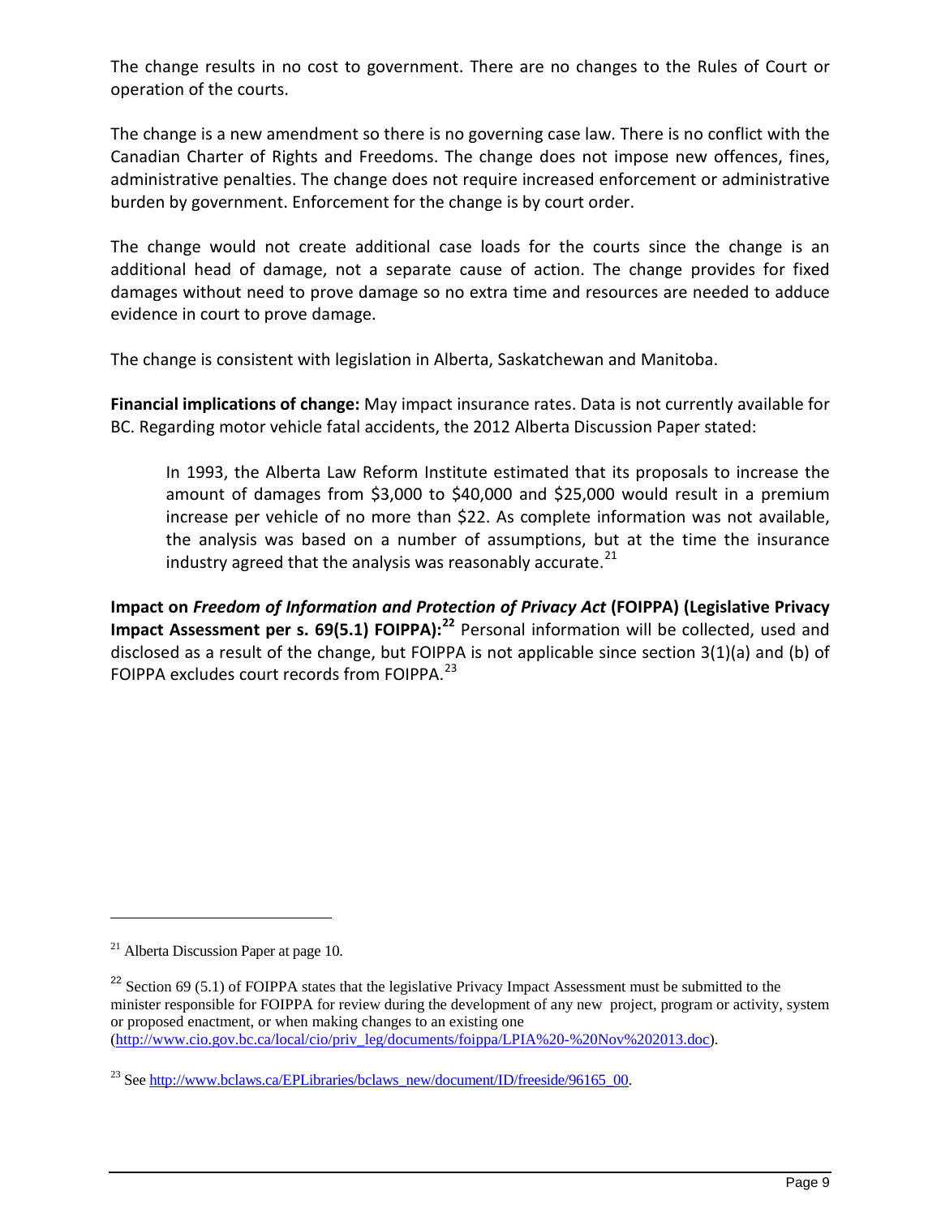The change results in no cost to government. There are no changes to the Rules of Court or operation of the courts.

The change is a new amendment so there is no governing case law. There is no conflict with the Canadian Charter of Rights and Freedoms. The change does not impose new offences, fines, administrative penalties. The change does not require increased enforcement or administrative burden by government. Enforcement for the change is by court order.

The change would not create additional case loads for the courts since the change is an additional head of damage, not a separate cause of action. The change provides for fixed damages without need to prove damage so no extra time and resources are needed to adduce evidence in court to prove damage.

The change is consistent with legislation in Alberta, Saskatchewan and Manitoba.

**Financial implications of change:** May impact insurance rates. Data is not currently available for BC. Regarding motor vehicle fatal accidents, the 2012 Alberta Discussion Paper stated:

> In 1993, the Alberta Law Reform Institute estimated that its proposals to increase the amount of damages from $3,000 to $40,000 and $25,000 would result in a premium increase per vehicle of no more than $22. As complete information was not available, the analysis was based on a number of assumptions, but at the time the insurance industry agreed that the analysis was reasonably accurate.[21]

**Impact on *Freedom of Information and Protection of Privacy Act* (FOIPPA) (Legislative Privacy Impact Assessment per s. 69(5.1) FOIPPA):[22]** Personal information will be collected, used and disclosed as a result of the change, but FOIPPA is not applicable since section 3(1)(a) and (b) of FOIPPA excludes court records from FOIPPA.[23]

---

[21] Alberta Discussion Paper at page 10.

[22] Section 69 (5.1) of FOIPPA states that the legislative Privacy Impact Assessment must be submitted to the minister responsible for FOIPPA for review during the development of any new project, program or activity, system or proposed enactment, or when making changes to an existing one (http://www.cio.gov.bc.ca/local/cio/priv_leg/documents/foippa/LPIA%20-%20Nov%202013.doc).

[23] See http://www.bclaws.ca/EPLibraries/bclaws_new/document/ID/freeside/96165_00.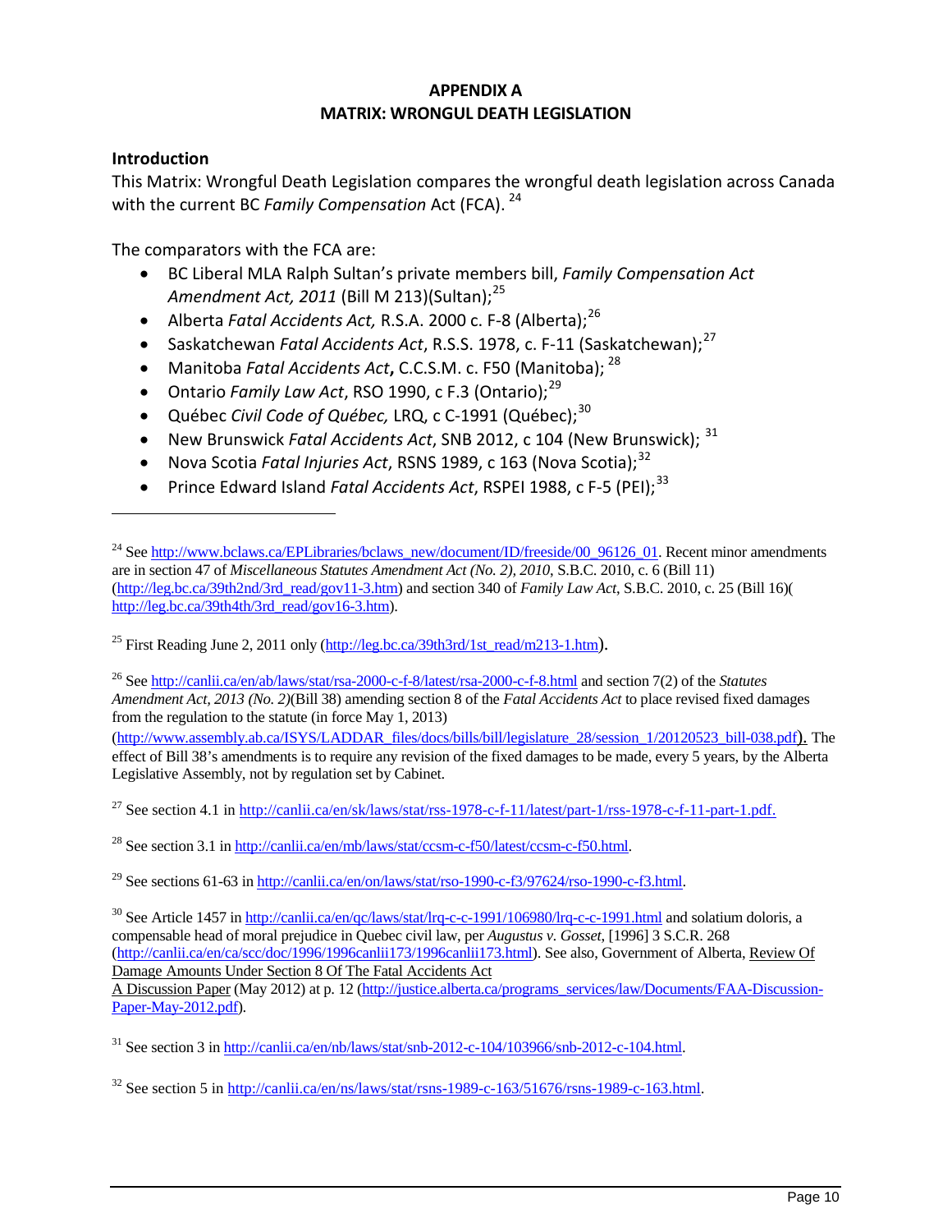## APPENDIX A
## MATRIX: WRONGUL DEATH LEGISLATION

### Introduction

This Matrix: Wrongful Death Legislation compares the wrongful death legislation across Canada with the current BC *Family Compensation* Act (FCA). [24]

The comparators with the FCA are:

- BC Liberal MLA Ralph Sultan's private members bill, *Family Compensation Act Amendment Act, 2011* (Bill M 213)(Sultan);[25]
- Alberta *Fatal Accidents Act,* R.S.A. 2000 c. F-8 (Alberta);[26]
- Saskatchewan *Fatal Accidents Act*, R.S.S. 1978, c. F-11 (Saskatchewan);[27]
- Manitoba *Fatal Accidents Act***,** C.C.S.M. c. F50 (Manitoba); [28]
- Ontario *Family Law Act*, RSO 1990, c F.3 (Ontario);[29]
- Québec *Civil Code of Québec,* LRQ, c C-1991 (Québec);[30]
- New Brunswick *Fatal Accidents Act*, SNB 2012, c 104 (New Brunswick); [31]
- Nova Scotia *Fatal Injuries Act*, RSNS 1989, c 163 (Nova Scotia);[32]
- Prince Edward Island *Fatal Accidents Act*, RSPEI 1988, c F-5 (PEI);[33]

---

[24] See http://www.bclaws.ca/EPLibraries/bclaws_new/document/ID/freeside/00_96126_01. Recent minor amendments are in section 47 of *Miscellaneous Statutes Amendment Act (No. 2), 2010*, S.B.C. 2010, c. 6 (Bill 11) (http://leg.bc.ca/39th2nd/3rd_read/gov11-3.htm) and section 340 of *Family Law Act*, S.B.C. 2010, c. 25 (Bill 16)( http://leg.bc.ca/39th4th/3rd_read/gov16-3.htm).

[25] First Reading June 2, 2011 only (http://leg.bc.ca/39th3rd/1st_read/m213-1.htm).

[26] See http://canlii.ca/en/ab/laws/stat/rsa-2000-c-f-8/latest/rsa-2000-c-f-8.html and section 7(2) of the *Statutes Amendment Act, 2013 (No. 2)*(Bill 38) amending section 8 of the *Fatal Accidents Act* to place revised fixed damages from the regulation to the statute (in force May 1, 2013) (http://www.assembly.ab.ca/ISYS/LADDAR_files/docs/bills/bill/legislature_28/session_1/20120523_bill-038.pdf). The effect of Bill 38's amendments is to require any revision of the fixed damages to be made, every 5 years, by the Alberta Legislative Assembly, not by regulation set by Cabinet.

[27] See section 4.1 in http://canlii.ca/en/sk/laws/stat/rss-1978-c-f-11/latest/part-1/rss-1978-c-f-11-part-1.pdf.

[28] See section 3.1 in http://canlii.ca/en/mb/laws/stat/ccsm-c-f50/latest/ccsm-c-f50.html.

[29] See sections 61-63 in http://canlii.ca/en/on/laws/stat/rso-1990-c-f3/97624/rso-1990-c-f3.html.

[30] See Article 1457 in http://canlii.ca/en/qc/laws/stat/lrq-c-c-1991/106980/lrq-c-c-1991.html and solatium doloris, a compensable head of moral prejudice in Quebec civil law, per *Augustus v. Gosset*, [1996] 3 S.C.R. 268 (http://canlii.ca/en/ca/scc/doc/1996/1996canlii173/1996canlii173.html). See also, Government of Alberta, Review Of Damage Amounts Under Section 8 Of The Fatal Accidents Act A Discussion Paper (May 2012) at p. 12 (http://justice.alberta.ca/programs_services/law/Documents/FAA-Discussion-Paper-May-2012.pdf).

[31] See section 3 in http://canlii.ca/en/nb/laws/stat/snb-2012-c-104/103966/snb-2012-c-104.html.

[32] See section 5 in http://canlii.ca/en/ns/laws/stat/rsns-1989-c-163/51676/rsns-1989-c-163.html.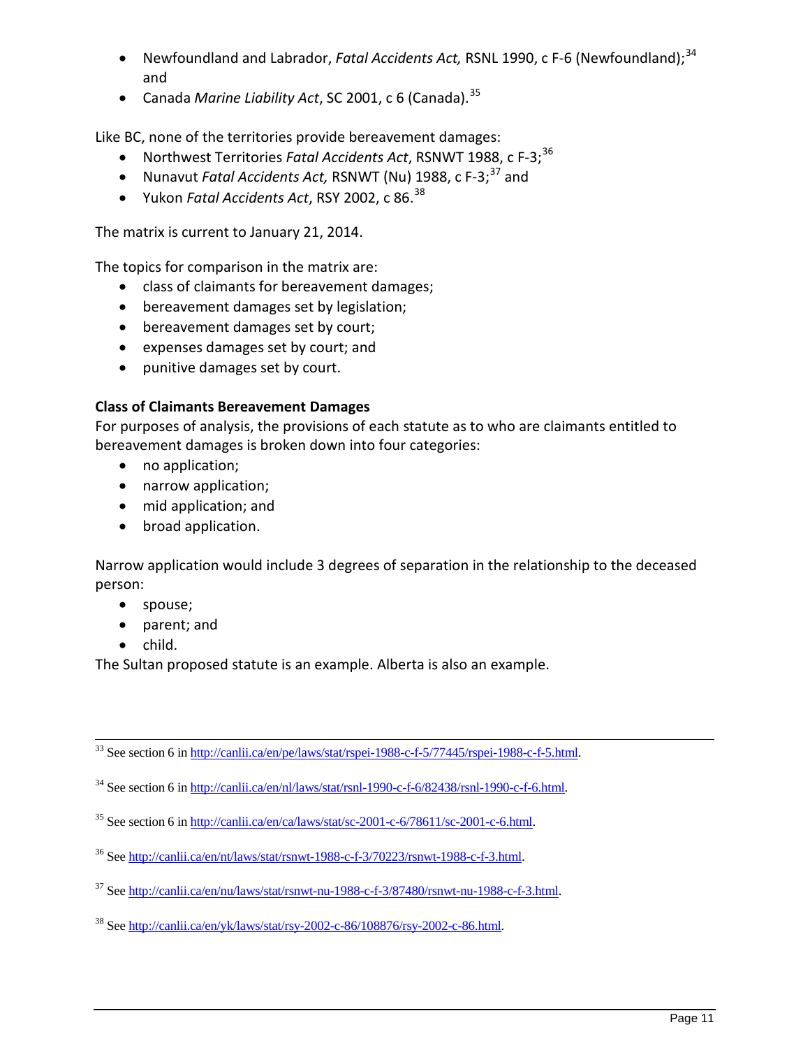- Newfoundland and Labrador, *Fatal Accidents Act,* RSNL 1990, c F-6 (Newfoundland);[34] and
- Canada *Marine Liability Act*, SC 2001, c 6 (Canada).[35]

Like BC, none of the territories provide bereavement damages:

- Northwest Territories *Fatal Accidents Act*, RSNWT 1988, c F-3;[36]
- Nunavut *Fatal Accidents Act,* RSNWT (Nu) 1988, c F-3;[37] and
- Yukon *Fatal Accidents Act*, RSY 2002, c 86.[38]

The matrix is current to January 21, 2014.

The topics for comparison in the matrix are:

- class of claimants for bereavement damages;
- bereavement damages set by legislation;
- bereavement damages set by court;
- expenses damages set by court; and
- punitive damages set by court.

**Class of Claimants Bereavement Damages**

For purposes of analysis, the provisions of each statute as to who are claimants entitled to bereavement damages is broken down into four categories:

- no application;
- narrow application;
- mid application; and
- broad application.

Narrow application would include 3 degrees of separation in the relationship to the deceased person:

- spouse;
- parent; and
- child.

The Sultan proposed statute is an example. Alberta is also an example.

---

[33] See section 6 in http://canlii.ca/en/pe/laws/stat/rspei-1988-c-f-5/77445/rspei-1988-c-f-5.html.

[34] See section 6 in http://canlii.ca/en/nl/laws/stat/rsnl-1990-c-f-6/82438/rsnl-1990-c-f-6.html.

[35] See section 6 in http://canlii.ca/en/ca/laws/stat/sc-2001-c-6/78611/sc-2001-c-6.html.

[36] See http://canlii.ca/en/nt/laws/stat/rsnwt-1988-c-f-3/70223/rsnwt-1988-c-f-3.html.

[37] See http://canlii.ca/en/nu/laws/stat/rsnwt-nu-1988-c-f-3/87480/rsnwt-nu-1988-c-f-3.html.

[38] See http://canlii.ca/en/yk/laws/stat/rsy-2002-c-86/108876/rsy-2002-c-86.html.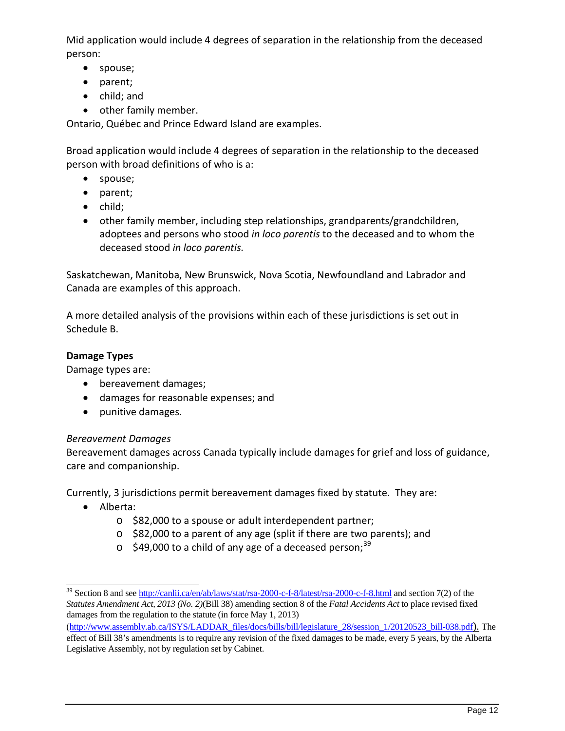Mid application would include 4 degrees of separation in the relationship from the deceased person:

- spouse;
- parent;
- child; and
- other family member.

Ontario, Québec and Prince Edward Island are examples.

Broad application would include 4 degrees of separation in the relationship to the deceased person with broad definitions of who is a:

- spouse;
- parent;
- child;
- other family member, including step relationships, grandparents/grandchildren, adoptees and persons who stood *in loco parentis* to the deceased and to whom the deceased stood *in loco parentis.*

Saskatchewan, Manitoba, New Brunswick, Nova Scotia, Newfoundland and Labrador and Canada are examples of this approach.

A more detailed analysis of the provisions within each of these jurisdictions is set out in Schedule B.

**Damage Types**

Damage types are:

- bereavement damages;
- damages for reasonable expenses; and
- punitive damages.

*Bereavement Damages*

Bereavement damages across Canada typically include damages for grief and loss of guidance, care and companionship.

Currently, 3 jurisdictions permit bereavement damages fixed by statute. They are:

- Alberta:
  - $82,000 to a spouse or adult interdependent partner;
  - $82,000 to a parent of any age (split if there are two parents); and
  - $49,000 to a child of any age of a deceased person;[39]

---

[39] Section 8 and see http://canlii.ca/en/ab/laws/stat/rsa-2000-c-f-8/latest/rsa-2000-c-f-8.html and section 7(2) of the *Statutes Amendment Act, 2013 (No. 2)*(Bill 38) amending section 8 of the *Fatal Accidents Act* to place revised fixed damages from the regulation to the statute (in force May 1, 2013) (http://www.assembly.ab.ca/ISYS/LADDAR_files/docs/bills/bill/legislature_28/session_1/20120523_bill-038.pdf). The effect of Bill 38's amendments is to require any revision of the fixed damages to be made, every 5 years, by the Alberta Legislative Assembly, not by regulation set by Cabinet.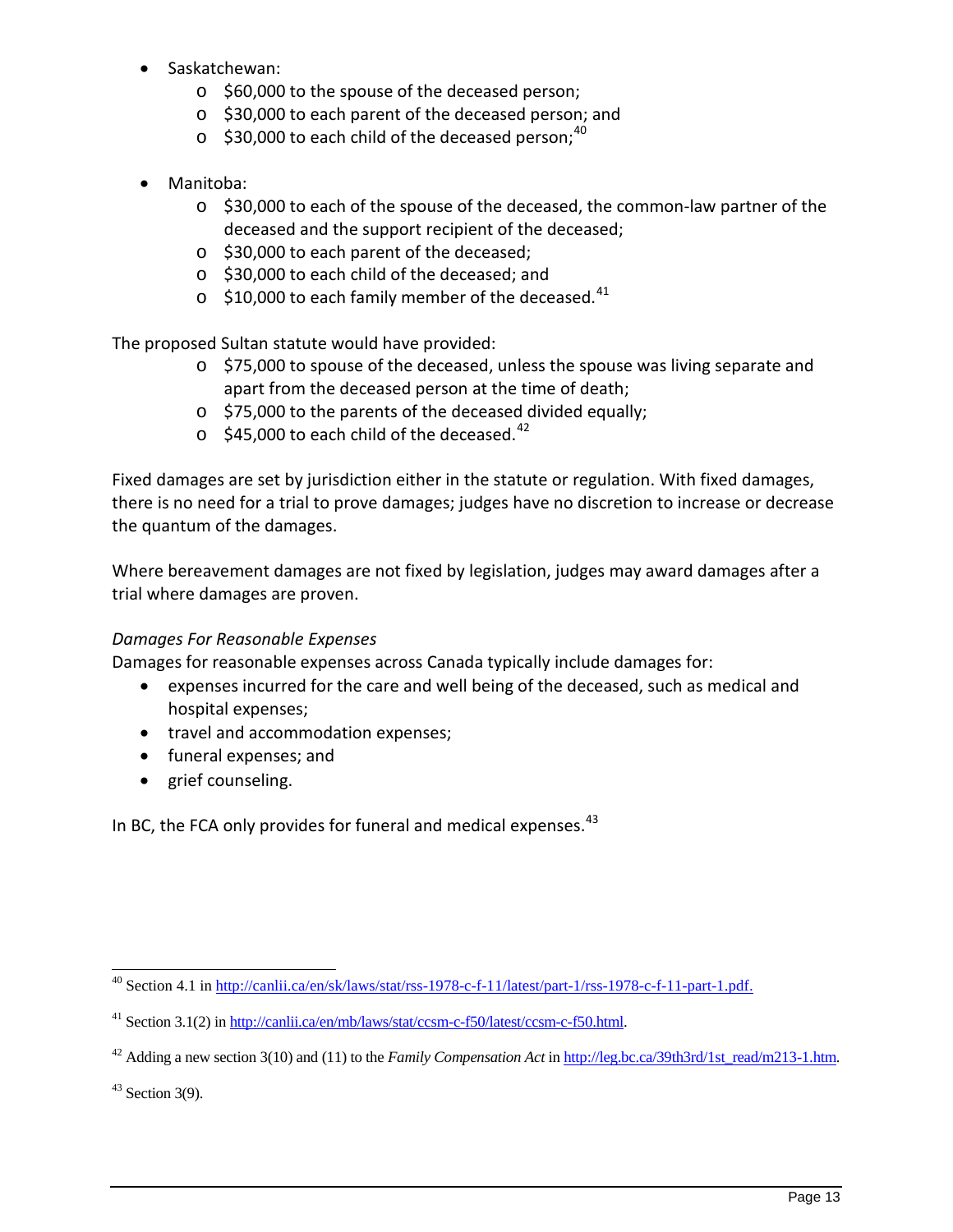- Saskatchewan:
  - $60,000 to the spouse of the deceased person;
  - $30,000 to each parent of the deceased person; and
  - $30,000 to each child of the deceased person;[40]

- Manitoba:
  - $30,000 to each of the spouse of the deceased, the common-law partner of the deceased and the support recipient of the deceased;
  - $30,000 to each parent of the deceased;
  - $30,000 to each child of the deceased; and
  - $10,000 to each family member of the deceased.[41]

The proposed Sultan statute would have provided:

- $75,000 to spouse of the deceased, unless the spouse was living separate and apart from the deceased person at the time of death;
- $75,000 to the parents of the deceased divided equally;
- $45,000 to each child of the deceased.[42]

Fixed damages are set by jurisdiction either in the statute or regulation. With fixed damages, there is no need for a trial to prove damages; judges have no discretion to increase or decrease the quantum of the damages.

Where bereavement damages are not fixed by legislation, judges may award damages after a trial where damages are proven.

*Damages For Reasonable Expenses*

Damages for reasonable expenses across Canada typically include damages for:

- expenses incurred for the care and well being of the deceased, such as medical and hospital expenses;
- travel and accommodation expenses;
- funeral expenses; and
- grief counseling.

In BC, the FCA only provides for funeral and medical expenses.[43]

---

[40] Section 4.1 in http://canlii.ca/en/sk/laws/stat/rss-1978-c-f-11/latest/part-1/rss-1978-c-f-11-part-1.pdf.

[41] Section 3.1(2) in http://canlii.ca/en/mb/laws/stat/ccsm-c-f50/latest/ccsm-c-f50.html.

[42] Adding a new section 3(10) and (11) to the *Family Compensation Act* in http://leg.bc.ca/39th3rd/1st_read/m213-1.htm.

[43] Section 3(9).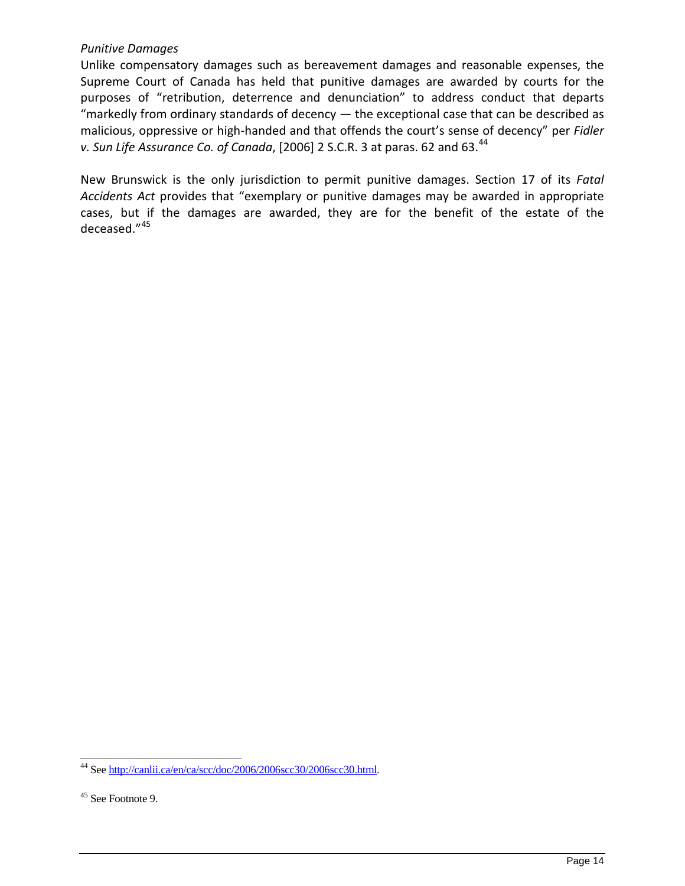*Punitive Damages*

Unlike compensatory damages such as bereavement damages and reasonable expenses, the Supreme Court of Canada has held that punitive damages are awarded by courts for the purposes of "retribution, deterrence and denunciation" to address conduct that departs "markedly from ordinary standards of decency — the exceptional case that can be described as malicious, oppressive or high-handed and that offends the court's sense of decency" per *Fidler v. Sun Life Assurance Co. of Canada*, [2006] 2 S.C.R. 3 at paras. 62 and 63.[44]

New Brunswick is the only jurisdiction to permit punitive damages. Section 17 of its *Fatal Accidents Act* provides that "exemplary or punitive damages may be awarded in appropriate cases, but if the damages are awarded, they are for the benefit of the estate of the deceased."[45]

---

[44] See http://canlii.ca/en/ca/scc/doc/2006/2006scc30/2006scc30.html.

[45] See Footnote 9.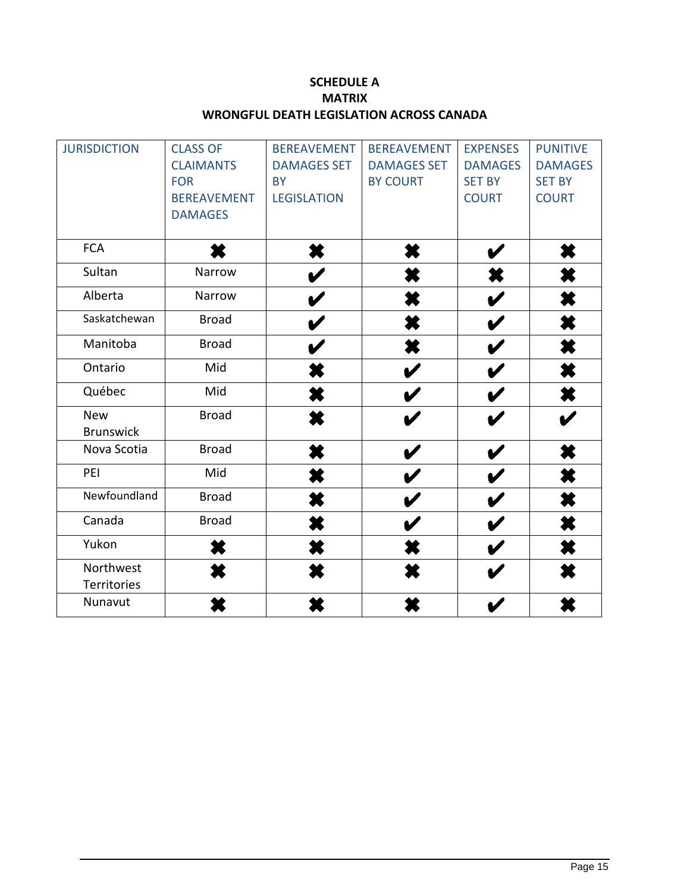**SCHEDULE A**
**MATRIX**
**WRONGFUL DEATH LEGISLATION ACROSS CANADA**

| JURISDICTION | CLASS OF CLAIMANTS FOR BEREAVEMENT DAMAGES | BEREAVEMENT DAMAGES SET BY LEGISLATION | BEREAVEMENT DAMAGES SET BY COURT | EXPENSES DAMAGES SET BY COURT | PUNITIVE DAMAGES SET BY COURT |
|---|---|---|---|---|---|
| FCA | ✖ | ✖ | ✖ | ✔ | ✖ |
| Sultan | Narrow | ✔ | ✖ | ✖ | ✖ |
| Alberta | Narrow | ✔ | ✖ | ✔ | ✖ |
| Saskatchewan | Broad | ✔ | ✖ | ✔ | ✖ |
| Manitoba | Broad | ✔ | ✖ | ✔ | ✖ |
| Ontario | Mid | ✖ | ✔ | ✔ | ✖ |
| Québec | Mid | ✖ | ✔ | ✔ | ✖ |
| New Brunswick | Broad | ✖ | ✔ | ✔ | ✔ |
| Nova Scotia | Broad | ✖ | ✔ | ✔ | ✖ |
| PEI | Mid | ✖ | ✔ | ✔ | ✖ |
| Newfoundland | Broad | ✖ | ✔ | ✔ | ✖ |
| Canada | Broad | ✖ | ✔ | ✔ | ✖ |
| Yukon | ✖ | ✖ | ✖ | ✔ | ✖ |
| Northwest Territories | ✖ | ✖ | ✖ | ✔ | ✖ |
| Nunavut | ✖ | ✖ | ✖ | ✔ | ✖ |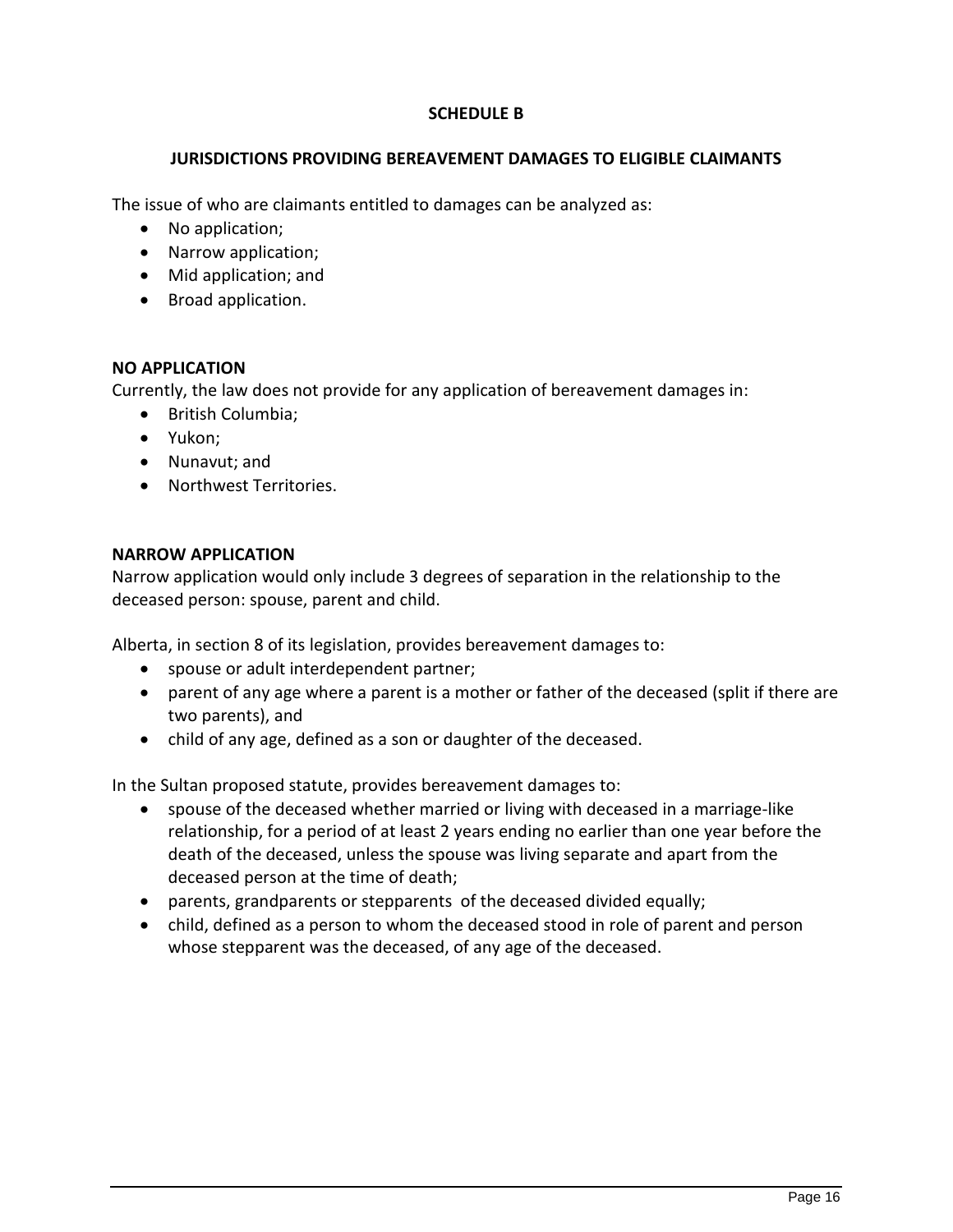# SCHEDULE B

## JURISDICTIONS PROVIDING BEREAVEMENT DAMAGES TO ELIGIBLE CLAIMANTS

The issue of who are claimants entitled to damages can be analyzed as:

- No application;
- Narrow application;
- Mid application; and
- Broad application.

**NO APPLICATION**

Currently, the law does not provide for any application of bereavement damages in:

- British Columbia;
- Yukon;
- Nunavut; and
- Northwest Territories.

**NARROW APPLICATION**

Narrow application would only include 3 degrees of separation in the relationship to the deceased person: spouse, parent and child.

Alberta, in section 8 of its legislation, provides bereavement damages to:

- spouse or adult interdependent partner;
- parent of any age where a parent is a mother or father of the deceased (split if there are two parents), and
- child of any age, defined as a son or daughter of the deceased.

In the Sultan proposed statute, provides bereavement damages to:

- spouse of the deceased whether married or living with deceased in a marriage-like relationship, for a period of at least 2 years ending no earlier than one year before the death of the deceased, unless the spouse was living separate and apart from the deceased person at the time of death;
- parents, grandparents or stepparents of the deceased divided equally;
- child, defined as a person to whom the deceased stood in role of parent and person whose stepparent was the deceased, of any age of the deceased.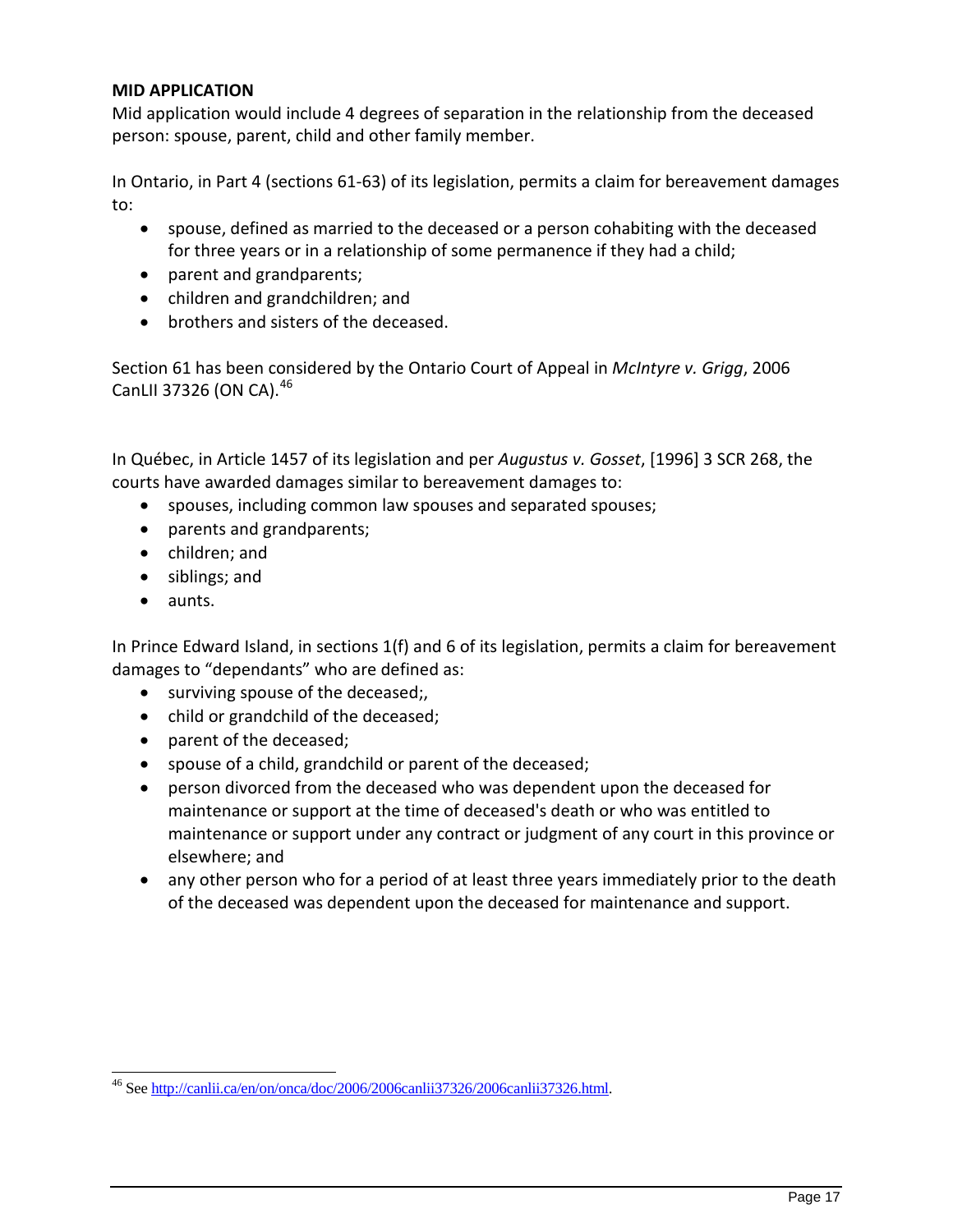**MID APPLICATION**

Mid application would include 4 degrees of separation in the relationship from the deceased person: spouse, parent, child and other family member.

In Ontario, in Part 4 (sections 61-63) of its legislation, permits a claim for bereavement damages to:

- spouse, defined as married to the deceased or a person cohabiting with the deceased for three years or in a relationship of some permanence if they had a child;
- parent and grandparents;
- children and grandchildren; and
- brothers and sisters of the deceased.

Section 61 has been considered by the Ontario Court of Appeal in *McIntyre v. Grigg*, 2006 CanLII 37326 (ON CA).[46]

In Québec, in Article 1457 of its legislation and per *Augustus v. Gosset*, [1996] 3 SCR 268, the courts have awarded damages similar to bereavement damages to:

- spouses, including common law spouses and separated spouses;
- parents and grandparents;
- children; and
- siblings; and
- aunts.

In Prince Edward Island, in sections 1(f) and 6 of its legislation, permits a claim for bereavement damages to "dependants" who are defined as:

- surviving spouse of the deceased;,
- child or grandchild of the deceased;
- parent of the deceased;
- spouse of a child, grandchild or parent of the deceased;
- person divorced from the deceased who was dependent upon the deceased for maintenance or support at the time of deceased's death or who was entitled to maintenance or support under any contract or judgment of any court in this province or elsewhere; and
- any other person who for a period of at least three years immediately prior to the death of the deceased was dependent upon the deceased for maintenance and support.

---

[46] See http://canlii.ca/en/on/onca/doc/2006/2006canlii37326/2006canlii37326.html.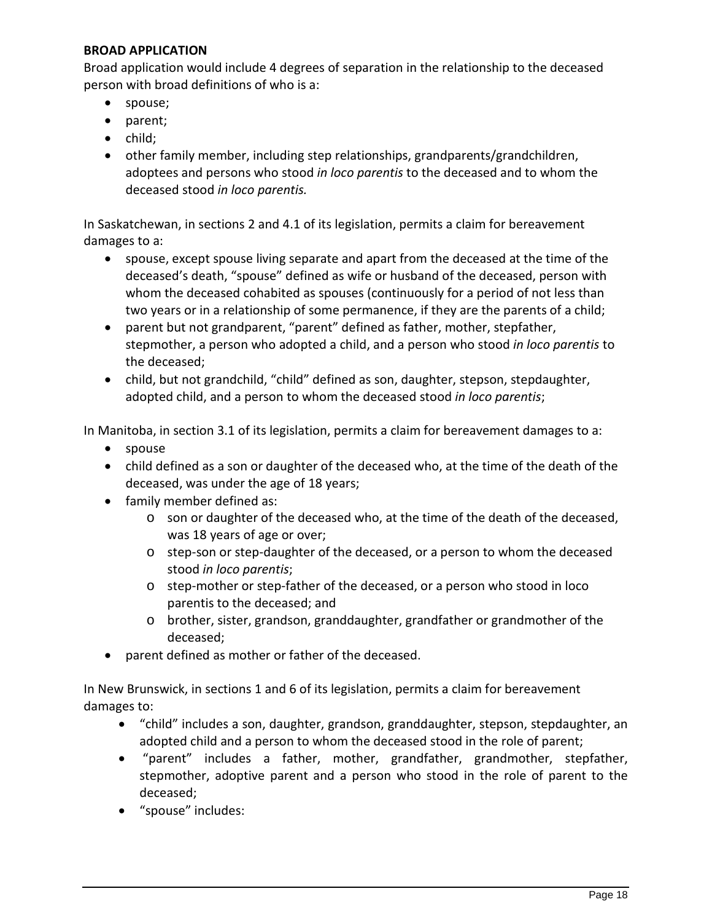**BROAD APPLICATION**

Broad application would include 4 degrees of separation in the relationship to the deceased person with broad definitions of who is a:

- spouse;
- parent;
- child;
- other family member, including step relationships, grandparents/grandchildren, adoptees and persons who stood *in loco parentis* to the deceased and to whom the deceased stood *in loco parentis*.

In Saskatchewan, in sections 2 and 4.1 of its legislation, permits a claim for bereavement damages to a:

- spouse, except spouse living separate and apart from the deceased at the time of the deceased's death, "spouse" defined as wife or husband of the deceased, person with whom the deceased cohabited as spouses (continuously for a period of not less than two years or in a relationship of some permanence, if they are the parents of a child;
- parent but not grandparent, "parent" defined as father, mother, stepfather, stepmother, a person who adopted a child, and a person who stood *in loco parentis* to the deceased;
- child, but not grandchild, "child" defined as son, daughter, stepson, stepdaughter, adopted child, and a person to whom the deceased stood *in loco parentis*;

In Manitoba, in section 3.1 of its legislation, permits a claim for bereavement damages to a:

- spouse
- child defined as a son or daughter of the deceased who, at the time of the death of the deceased, was under the age of 18 years;
- family member defined as:
  - son or daughter of the deceased who, at the time of the death of the deceased, was 18 years of age or over;
  - step-son or step-daughter of the deceased, or a person to whom the deceased stood *in loco parentis*;
  - step-mother or step-father of the deceased, or a person who stood in loco parentis to the deceased; and
  - brother, sister, grandson, granddaughter, grandfather or grandmother of the deceased;
- parent defined as mother or father of the deceased.

In New Brunswick, in sections 1 and 6 of its legislation, permits a claim for bereavement damages to:

- "child" includes a son, daughter, grandson, granddaughter, stepson, stepdaughter, an adopted child and a person to whom the deceased stood in the role of parent;
- "parent" includes a father, mother, grandfather, grandmother, stepfather, stepmother, adoptive parent and a person who stood in the role of parent to the deceased;
- "spouse" includes: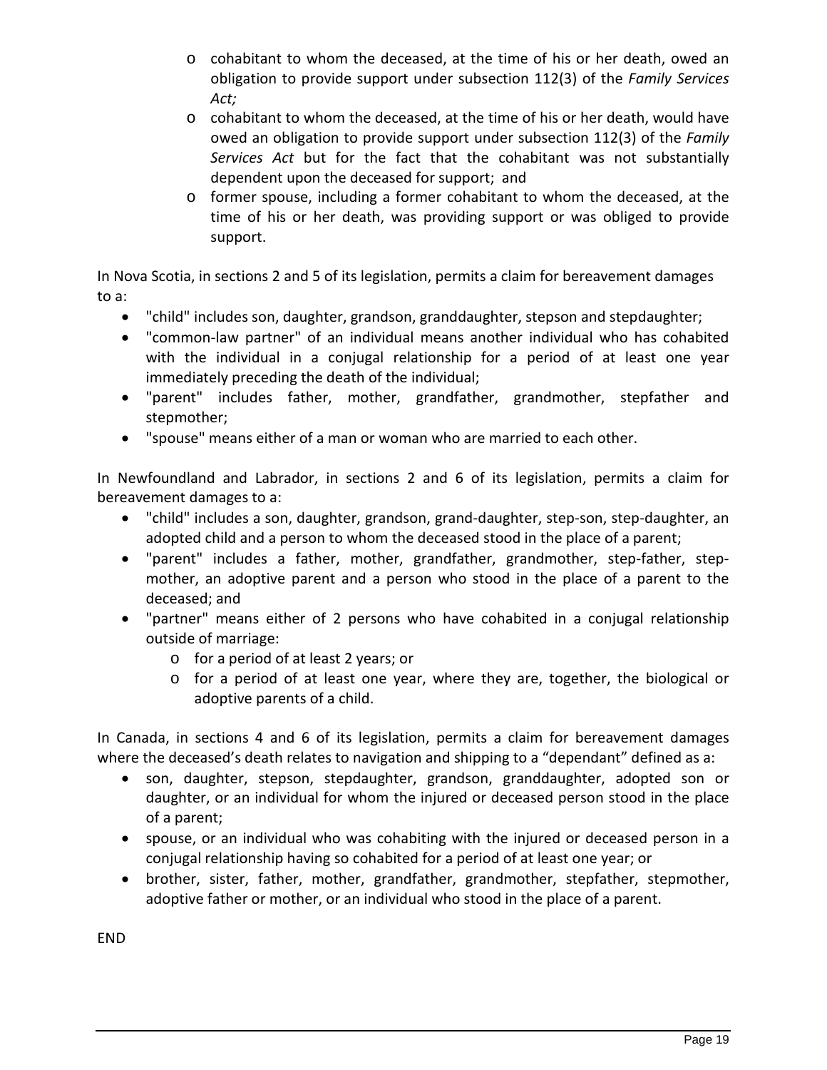- cohabitant to whom the deceased, at the time of his or her death, owed an obligation to provide support under subsection 112(3) of the *Family Services Act;*
- cohabitant to whom the deceased, at the time of his or her death, would have owed an obligation to provide support under subsection 112(3) of the *Family Services Act* but for the fact that the cohabitant was not substantially dependent upon the deceased for support; and
- former spouse, including a former cohabitant to whom the deceased, at the time of his or her death, was providing support or was obliged to provide support.

In Nova Scotia, in sections 2 and 5 of its legislation, permits a claim for bereavement damages to a:

- "child" includes son, daughter, grandson, granddaughter, stepson and stepdaughter;
- "common-law partner" of an individual means another individual who has cohabited with the individual in a conjugal relationship for a period of at least one year immediately preceding the death of the individual;
- "parent" includes father, mother, grandfather, grandmother, stepfather and stepmother;
- "spouse" means either of a man or woman who are married to each other.

In Newfoundland and Labrador, in sections 2 and 6 of its legislation, permits a claim for bereavement damages to a:

- "child" includes a son, daughter, grandson, grand-daughter, step-son, step-daughter, an adopted child and a person to whom the deceased stood in the place of a parent;
- "parent" includes a father, mother, grandfather, grandmother, step-father, step-mother, an adoptive parent and a person who stood in the place of a parent to the deceased; and
- "partner" means either of 2 persons who have cohabited in a conjugal relationship outside of marriage:
  - for a period of at least 2 years; or
  - for a period of at least one year, where they are, together, the biological or adoptive parents of a child.

In Canada, in sections 4 and 6 of its legislation, permits a claim for bereavement damages where the deceased's death relates to navigation and shipping to a "dependant" defined as a:

- son, daughter, stepson, stepdaughter, grandson, granddaughter, adopted son or daughter, or an individual for whom the injured or deceased person stood in the place of a parent;
- spouse, or an individual who was cohabiting with the injured or deceased person in a conjugal relationship having so cohabited for a period of at least one year; or
- brother, sister, father, mother, grandfather, grandmother, stepfather, stepmother, adoptive father or mother, or an individual who stood in the place of a parent.

END